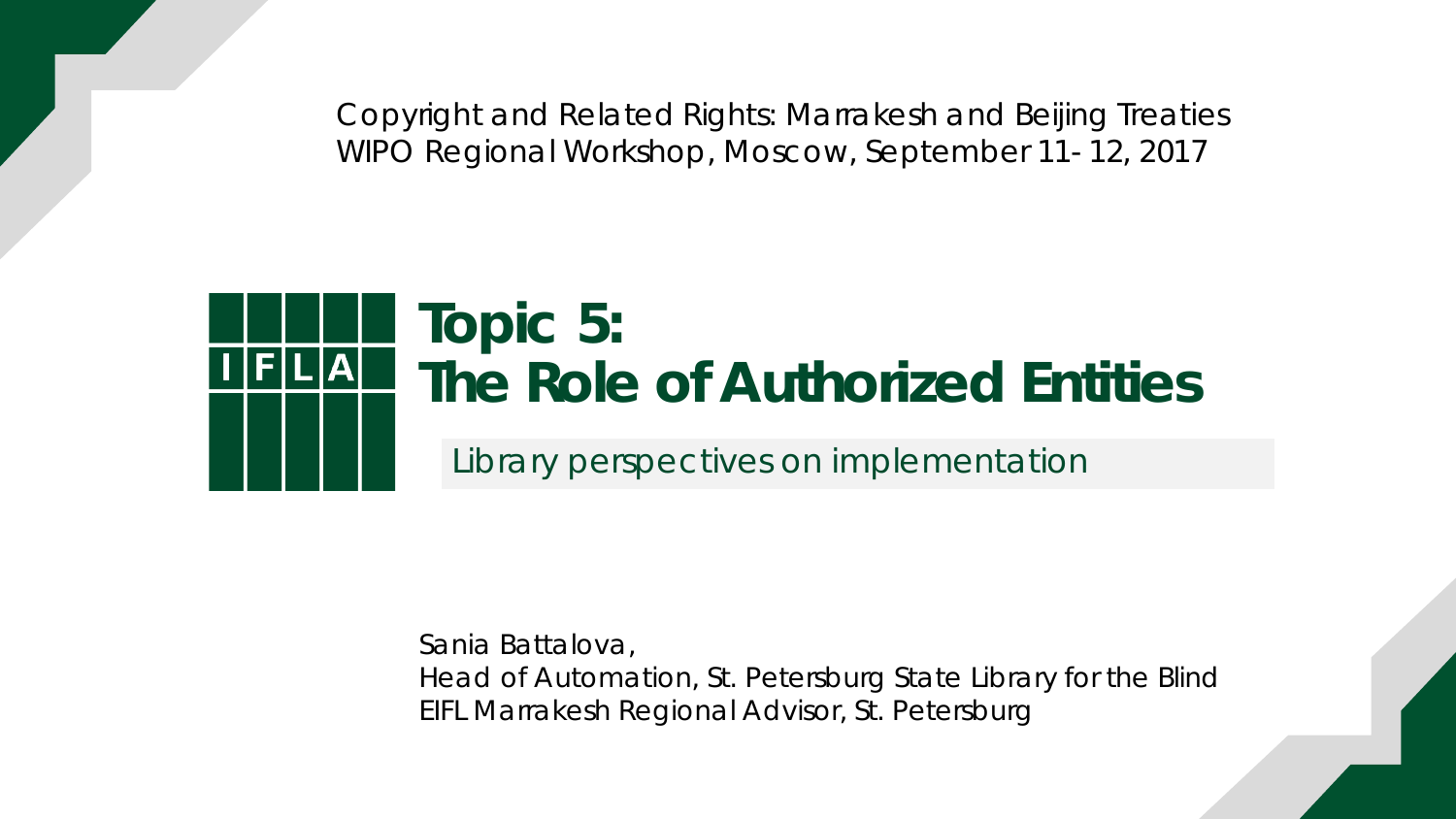Copyright and Related Rights: Marrakesh and Beijing Treaties
WIPO Regional Workshop, Moscow, September 11- 12, 2017

IFLA

# Topic 5: The Role of Authorized Entities

Library perspectives on implementation

Sania Battalova,
Head of Automation, St. Petersburg State Library for the Blind
EIFL Marrakesh Regional Advisor, St. Petersburg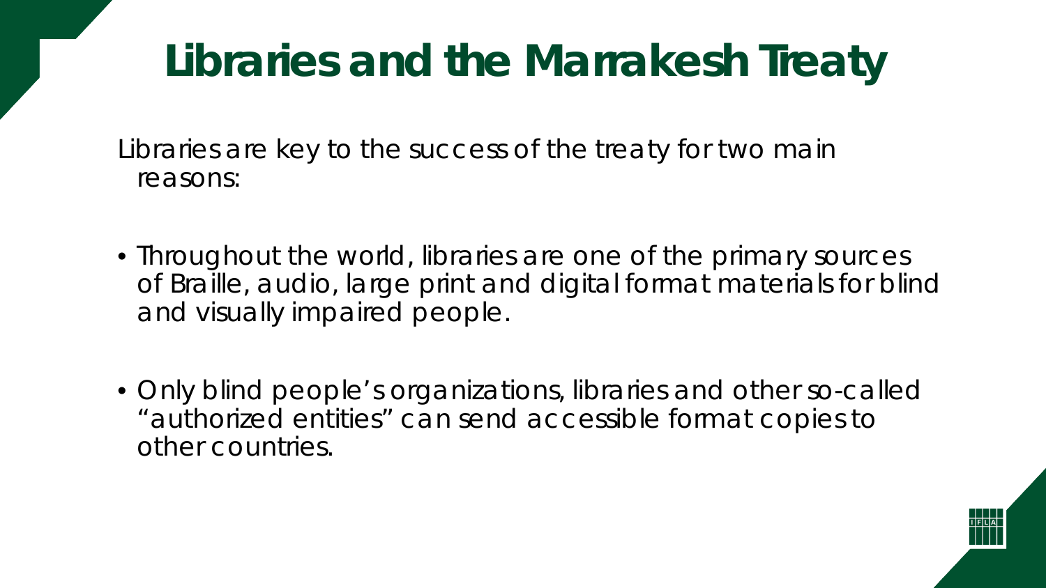# Libraries and the Marrakesh Treaty

Libraries are key to the success of the treaty for two main reasons:

- Throughout the world, libraries are one of the primary sources of Braille, audio, large print and digital format materials for blind and visually impaired people.
- Only blind people's organizations, libraries and other so-called "authorized entities" can send accessible format copies to other countries.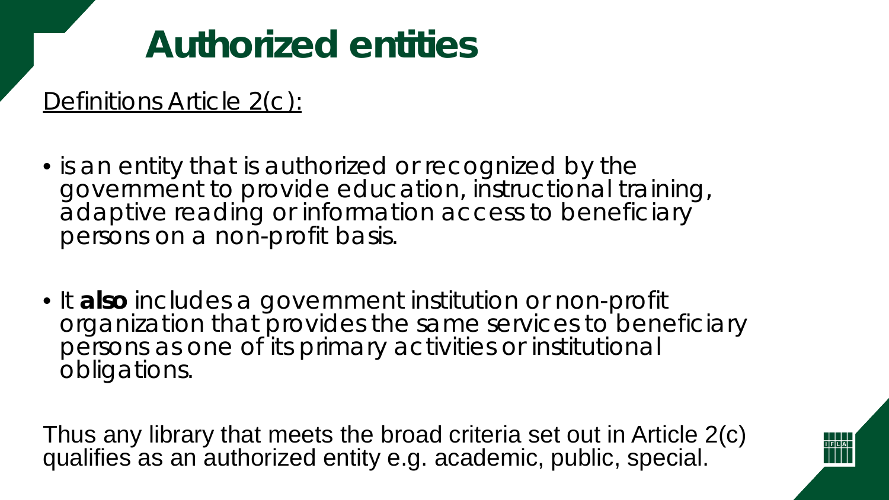# Authorized entities

Definitions Article 2(c):

- is an entity that is authorized or recognized by the government to provide education, instructional training, adaptive reading or information access to beneficiary persons on a non-profit basis.
- It **also** includes a government institution or non-profit organization that provides the same services to beneficiary persons as one of its primary activities or institutional obligations.

Thus any library that meets the broad criteria set out in Article 2(c) qualifies as an authorized entity e.g. academic, public, special.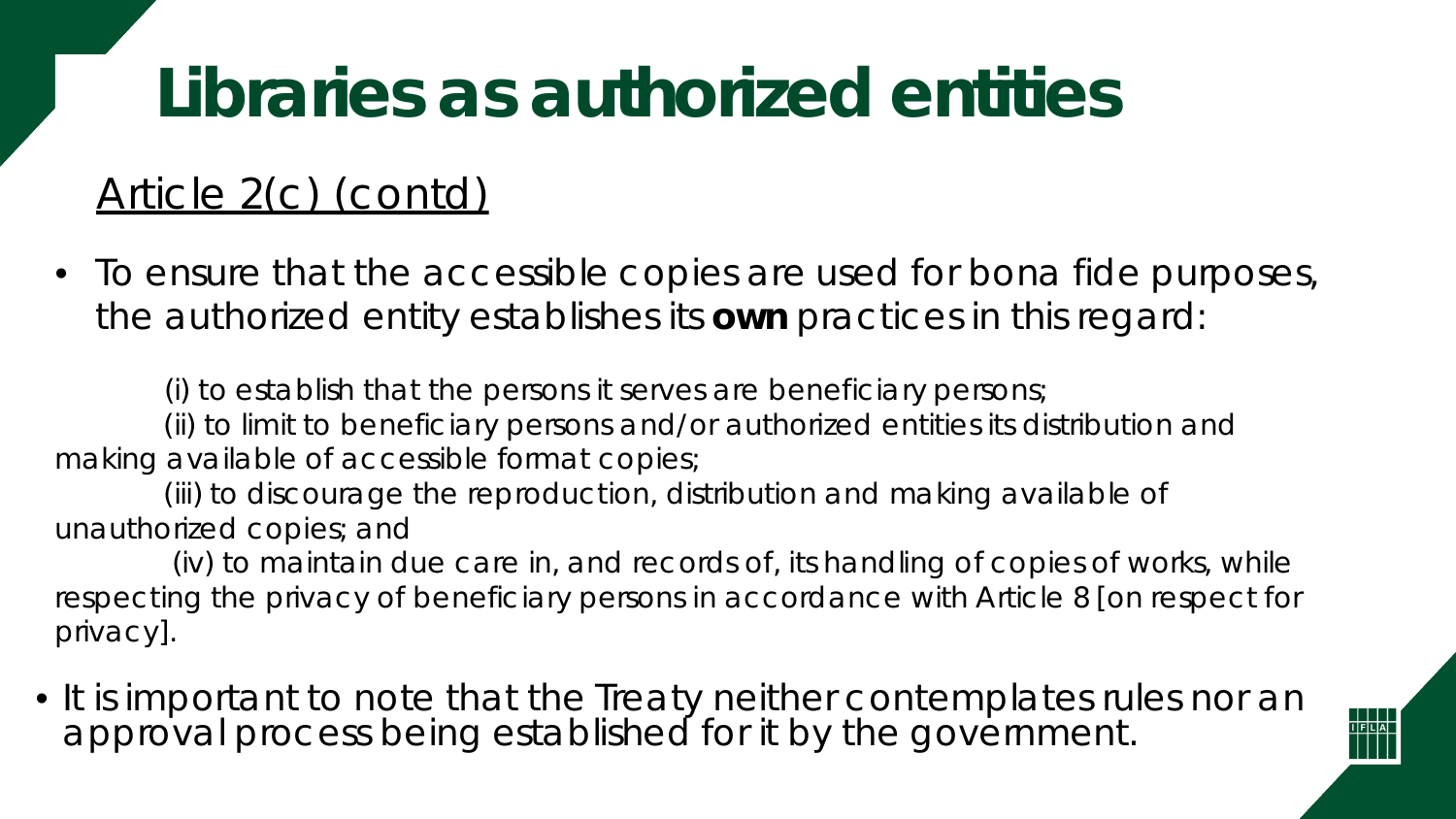# Libraries as authorized entities

## Article 2(c) (contd)

- To ensure that the accessible copies are used for bona fide purposes, the authorized entity establishes its **own** practices in this regard:

  (i) to establish that the persons it serves are beneficiary persons;

  (ii) to limit to beneficiary persons and/or authorized entities its distribution and making available of accessible format copies;

  (iii) to discourage the reproduction, distribution and making available of unauthorized copies; and

  (iv) to maintain due care in, and records of, its handling of copies of works, while respecting the privacy of beneficiary persons in accordance with Article 8 [on respect for privacy].

- It is important to note that the Treaty neither contemplates rules nor an approval process being established for it by the government.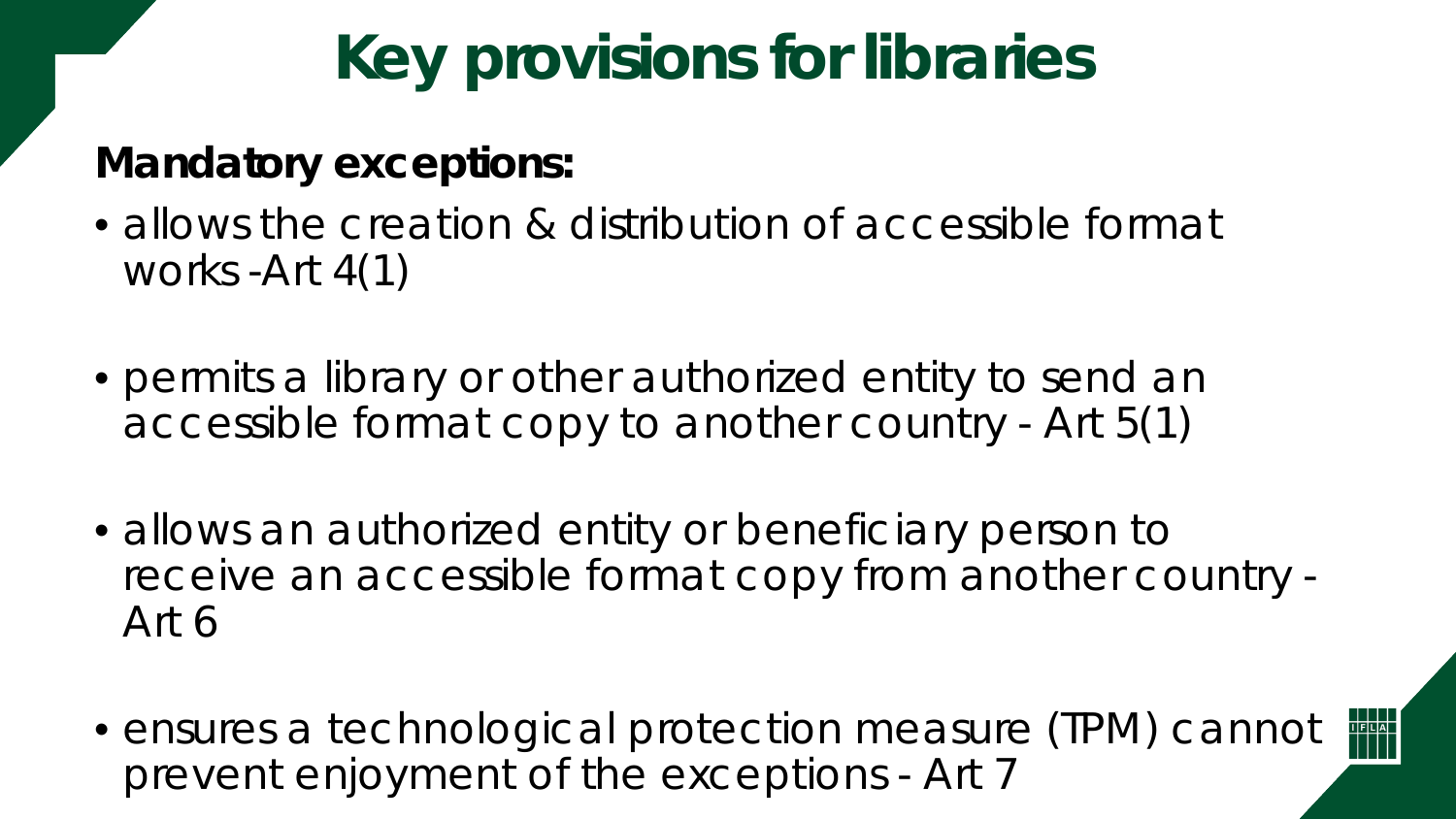# Key provisions for libraries

**Mandatory exceptions:**

- allows the creation & distribution of accessible format works -Art 4(1)
- permits a library or other authorized entity to send an accessible format copy to another country - Art 5(1)
- allows an authorized entity or beneficiary person to receive an accessible format copy from another country - Art 6
- ensures a technological protection measure (TPM) cannot prevent enjoyment of the exceptions - Art 7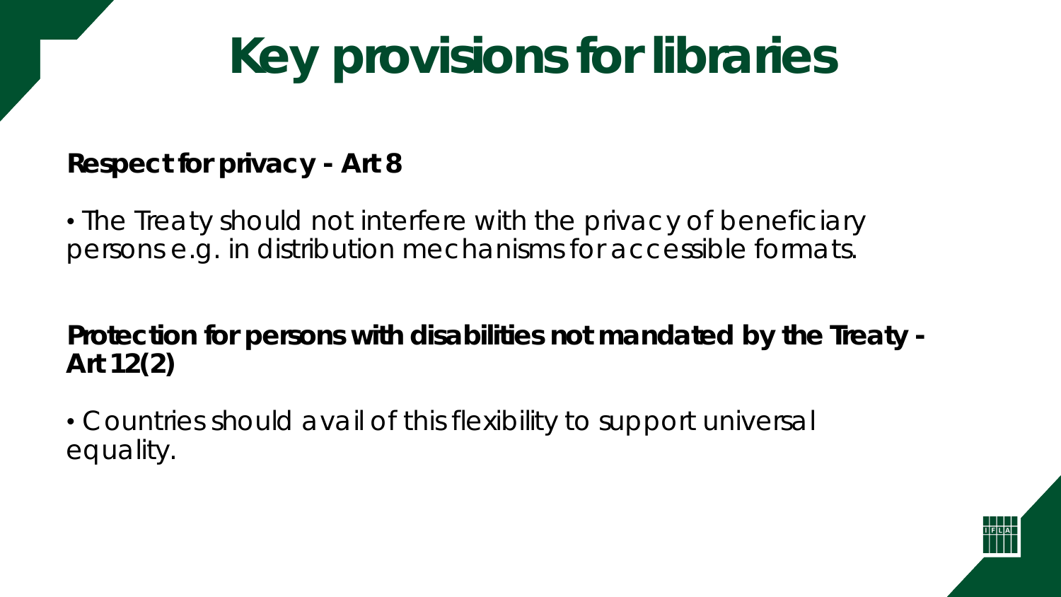# Key provisions for libraries

**Respect for privacy - Art 8**

- The Treaty should not interfere with the privacy of beneficiary persons e.g. in distribution mechanisms for accessible formats.

**Protection for persons with disabilities not mandated by the Treaty - Art 12(2)**

- Countries should avail of this flexibility to support universal equality.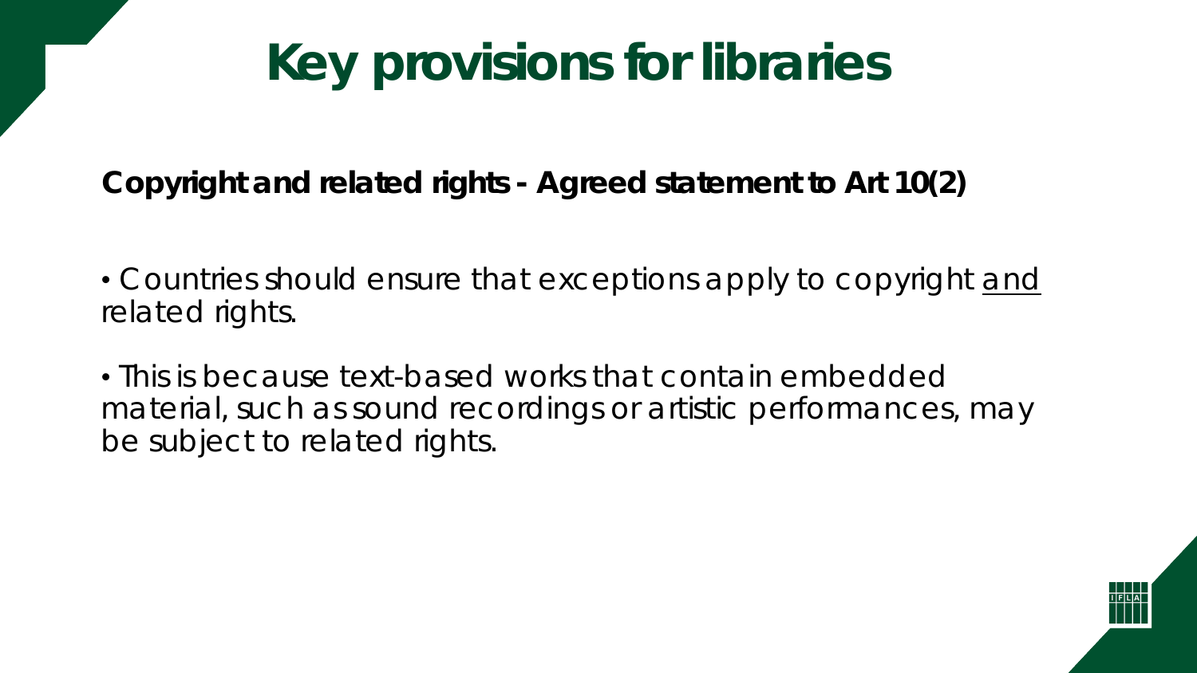# Key provisions for libraries

**Copyright and related rights - Agreed statement to Art 10(2)**

- Countries should ensure that exceptions apply to copyright <u>and</u> related rights.
- This is because text-based works that contain embedded material, such as sound recordings or artistic performances, may be subject to related rights.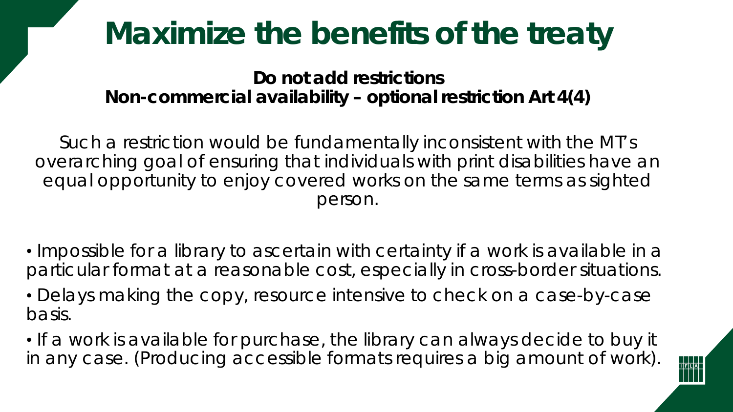# Maximize the benefits of the treaty

**Do not add restrictions**
**Non-commercial availability – optional restriction Art 4(4)**

Such a restriction would be fundamentally inconsistent with the MT's overarching goal of ensuring that individuals with print disabilities have an equal opportunity to enjoy covered works on the same terms as sighted person.

- Impossible for a library to ascertain with certainty if a work is available in a particular format at a reasonable cost, especially in cross-border situations.
- Delays making the copy, resource intensive to check on a case-by-case basis.
- If a work is available for purchase, the library can always decide to buy it in any case. (Producing accessible formats requires a big amount of work).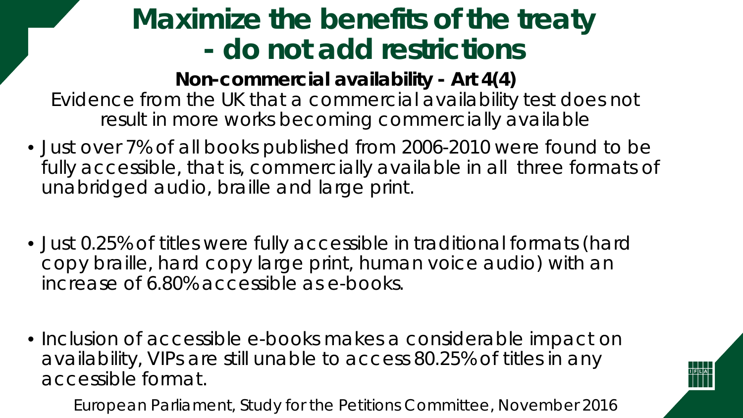# Maximize the benefits of the treaty - do not add restrictions

**Non-commercial availability - Art 4(4)**

Evidence from the UK that a commercial availability test does not result in more works becoming commercially available

- Just over 7% of all books published from 2006-2010 were found to be fully accessible, that is, commercially available in all three formats of unabridged audio, braille and large print.
- Just 0.25% of titles were fully accessible in traditional formats (hard copy braille, hard copy large print, human voice audio) with an increase of 6.80% accessible as e-books.
- Inclusion of accessible e-books makes a considerable impact on availability, VIPs are still unable to access 80.25% of titles in any accessible format.

European Parliament, Study for the Petitions Committee, November 2016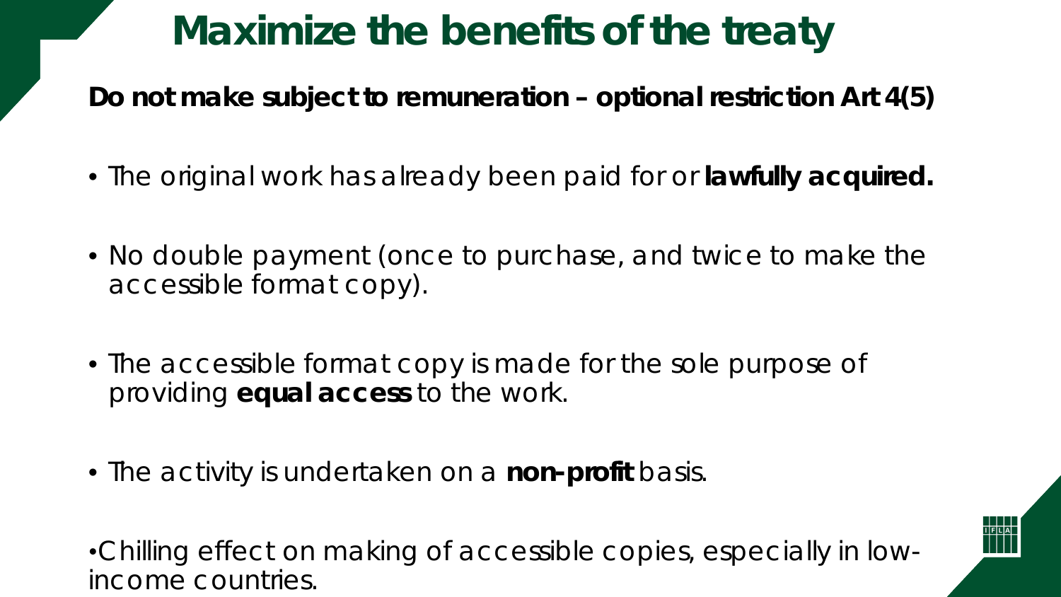# Maximize the benefits of the treaty

**Do not make subject to remuneration – optional restriction Art 4(5)**

- The original work has already been paid for or **lawfully acquired.**

- No double payment (once to purchase, and twice to make the accessible format copy).

- The accessible format copy is made for the sole purpose of providing **equal access** to the work.

- The activity is undertaken on a **non-profit** basis.

•Chilling effect on making of accessible copies, especially in low-income countries.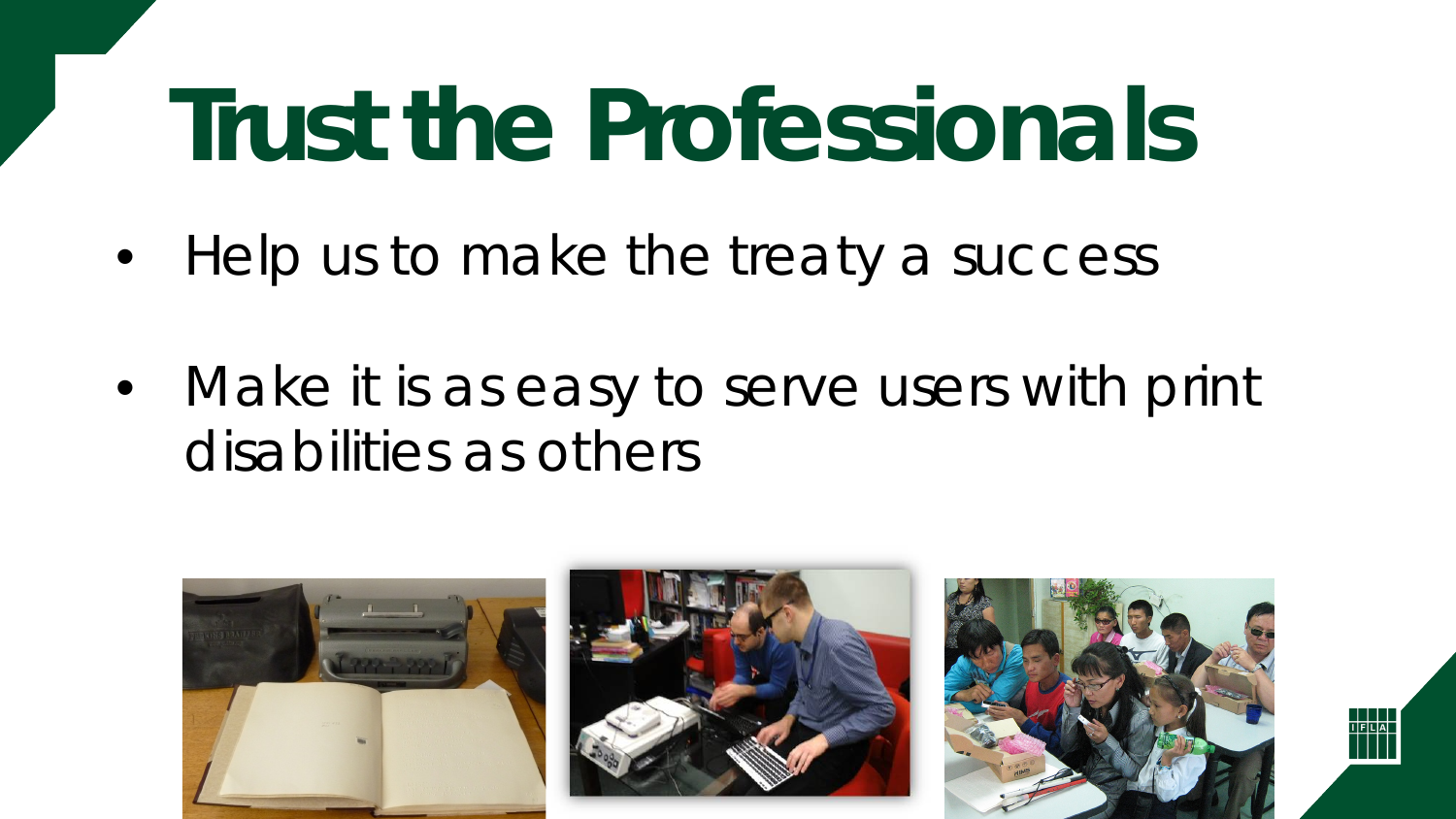# Trust the Professionals

- Help us to make the treaty a success
- Make it is as easy to serve users with print disabilities as others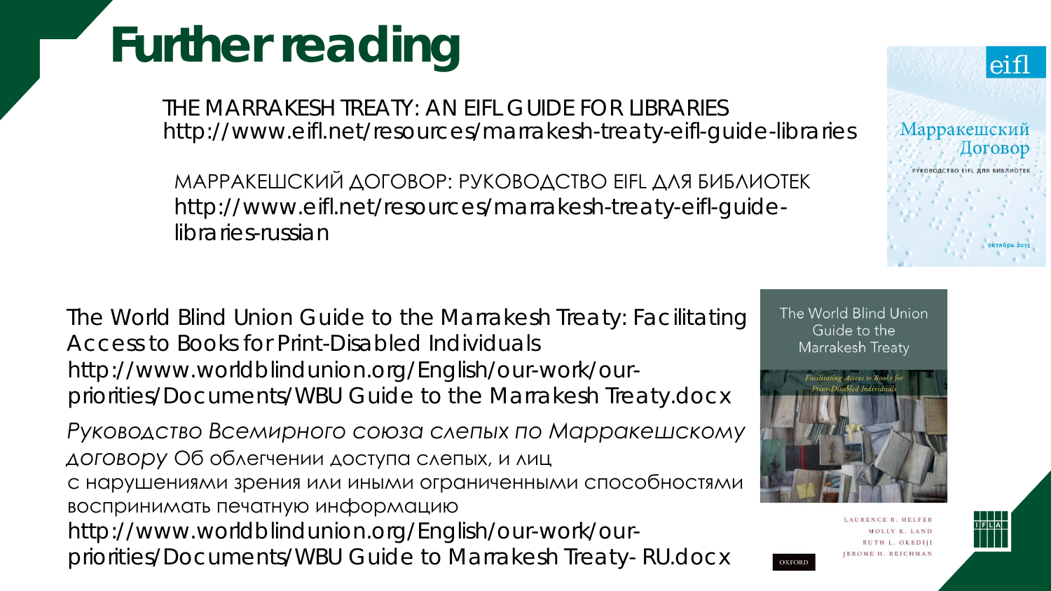# Further reading

THE MARRAKESH TREATY: AN EIFL GUIDE FOR LIBRARIES
http://www.eifl.net/resources/marrakesh-treaty-eifl-guide-libraries

МАРРАКЕШСКИЙ ДОГОВОР: РУКОВОДСТВО EIFL ДЛЯ БИБЛИОТЕК
http://www.eifl.net/resources/marrakesh-treaty-eifl-guide-libraries-russian

The World Blind Union Guide to the Marrakesh Treaty: Facilitating Access to Books for Print-Disabled Individuals
http://www.worldblindunion.org/English/our-work/our-priorities/Documents/WBU Guide to the Marrakesh Treaty.docx

*Руководство Всемирного союза слепых по Марракешскому договору* Об облегчении доступа слепых, и лиц с нарушениями зрения или иными ограниченными способностями воспринимать печатную информацию
http://www.worldblindunion.org/English/our-work/our-priorities/Documents/WBU Guide to Marrakesh Treaty- RU.docx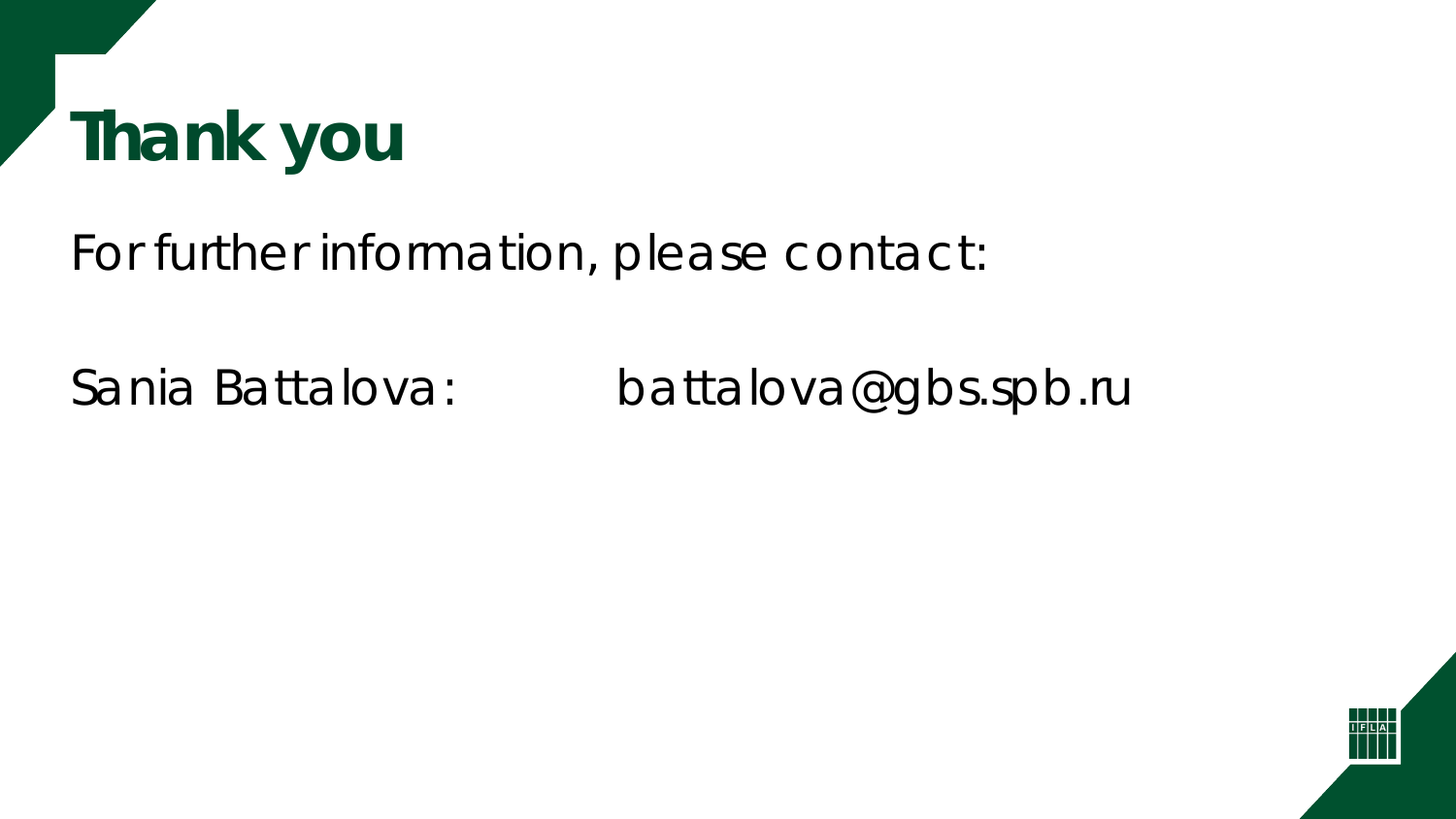# Thank you

For further information, please contact:

Sania Battalova: battalova@gbs.spb.ru